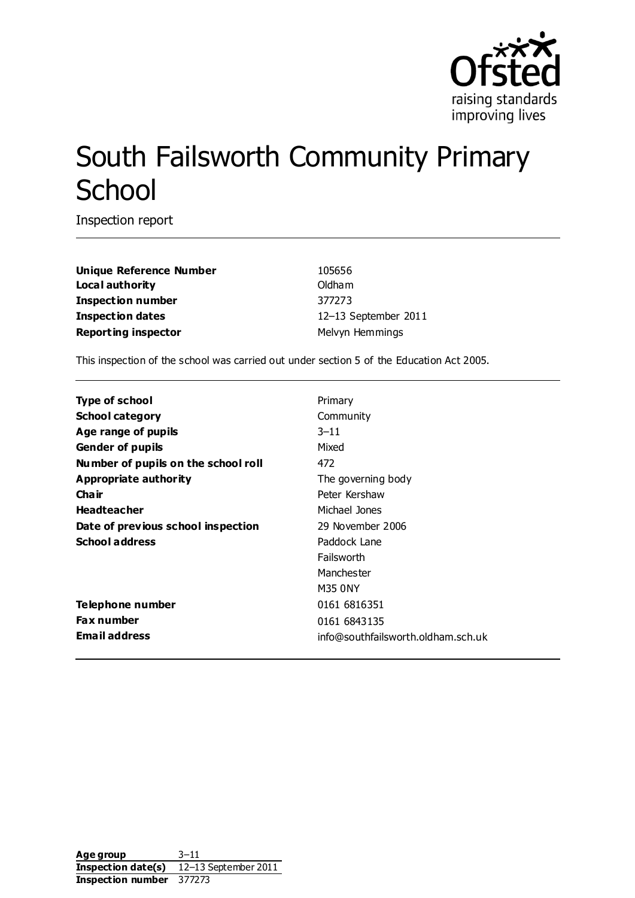Ofsted
raising standards
improving lives

# South Failsworth Community Primary School

Inspection report

| | |
|---|---|
| **Unique Reference Number** | 105656 |
| **Local authority** | Oldham |
| **Inspection number** | 377273 |
| **Inspection dates** | 12–13 September 2011 |
| **Reporting inspector** | Melvyn Hemmings |

This inspection of the school was carried out under section 5 of the Education Act 2005.

| | |
|---|---|
| **Type of school** | Primary |
| **School category** | Community |
| **Age range of pupils** | 3–11 |
| **Gender of pupils** | Mixed |
| **Number of pupils on the school roll** | 472 |
| **Appropriate authority** | The governing body |
| **Chair** | Peter Kershaw |
| **Headteacher** | Michael Jones |
| **Date of previous school inspection** | 29 November 2006 |
| **School address** | Paddock Lane<br>Failsworth<br>Manchester<br>M35 0NY |
| **Telephone number** | 0161 6816351 |
| **Fax number** | 0161 6843135 |
| **Email address** | info@southfailsworth.oldham.sch.uk |

| | |
|---|---|
| **Age group** | 3–11 |
| **Inspection date(s)** | 12–13 September 2011 |
| **Inspection number** | 377273 |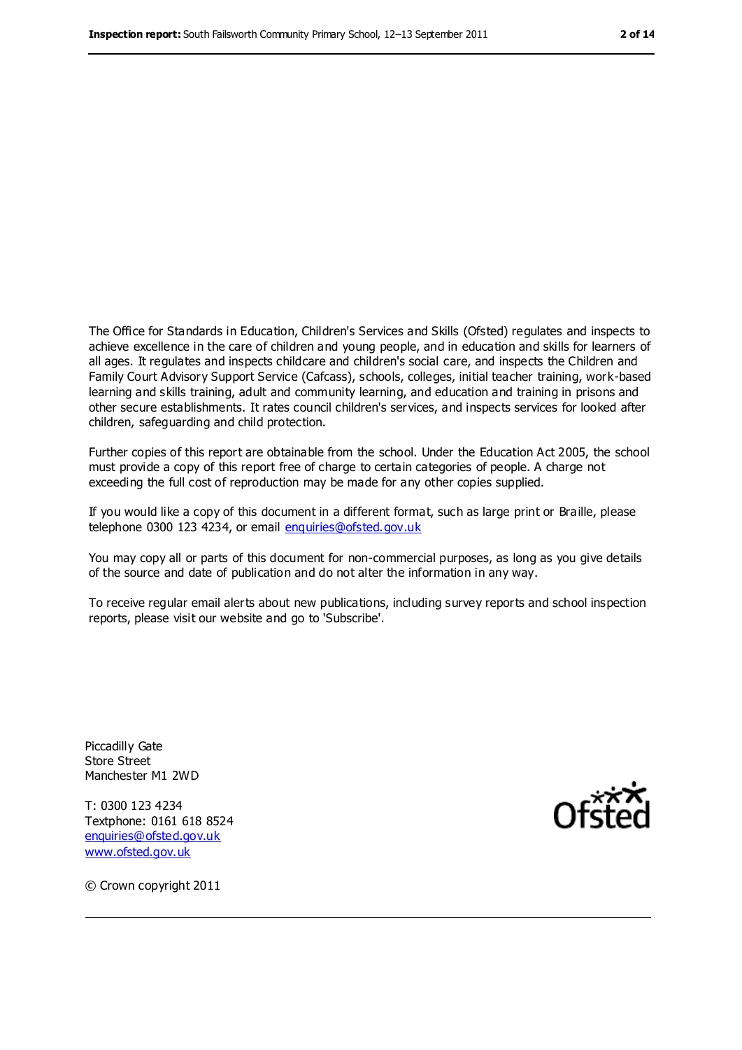The Office for Standards in Education, Children's Services and Skills (Ofsted) regulates and inspects to achieve excellence in the care of children and young people, and in education and skills for learners of all ages. It regulates and inspects childcare and children's social care, and inspects the Children and Family Court Advisory Support Service (Cafcass), schools, colleges, initial teacher training, work-based learning and skills training, adult and community learning, and education and training in prisons and other secure establishments. It rates council children's services, and inspects services for looked after children, safeguarding and child protection.

Further copies of this report are obtainable from the school. Under the Education Act 2005, the school must provide a copy of this report free of charge to certain categories of people. A charge not exceeding the full cost of reproduction may be made for any other copies supplied.

If you would like a copy of this document in a different format, such as large print or Braille, please telephone 0300 123 4234, or email enquiries@ofsted.gov.uk

You may copy all or parts of this document for non-commercial purposes, as long as you give details of the source and date of publication and do not alter the information in any way.

To receive regular email alerts about new publications, including survey reports and school inspection reports, please visit our website and go to 'Subscribe'.

Piccadilly Gate
Store Street
Manchester M1 2WD

T: 0300 123 4234
Textphone: 0161 618 8524
enquiries@ofsted.gov.uk
www.ofsted.gov.uk

Ofsted

© Crown copyright 2011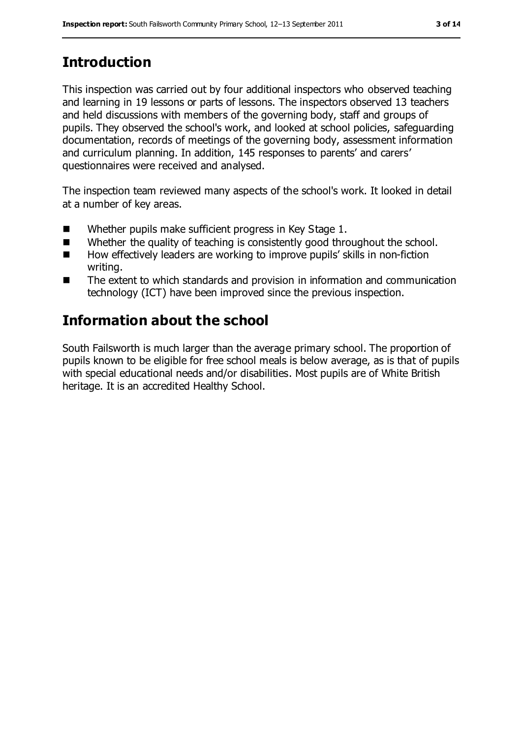## Introduction

This inspection was carried out by four additional inspectors who observed teaching and learning in 19 lessons or parts of lessons. The inspectors observed 13 teachers and held discussions with members of the governing body, staff and groups of pupils. They observed the school's work, and looked at school policies, safeguarding documentation, records of meetings of the governing body, assessment information and curriculum planning. In addition, 145 responses to parents' and carers' questionnaires were received and analysed.

The inspection team reviewed many aspects of the school's work. It looked in detail at a number of key areas.

- Whether pupils make sufficient progress in Key Stage 1.
- Whether the quality of teaching is consistently good throughout the school.
- How effectively leaders are working to improve pupils' skills in non-fiction writing.
- The extent to which standards and provision in information and communication technology (ICT) have been improved since the previous inspection.

## Information about the school

South Failsworth is much larger than the average primary school. The proportion of pupils known to be eligible for free school meals is below average, as is that of pupils with special educational needs and/or disabilities. Most pupils are of White British heritage. It is an accredited Healthy School.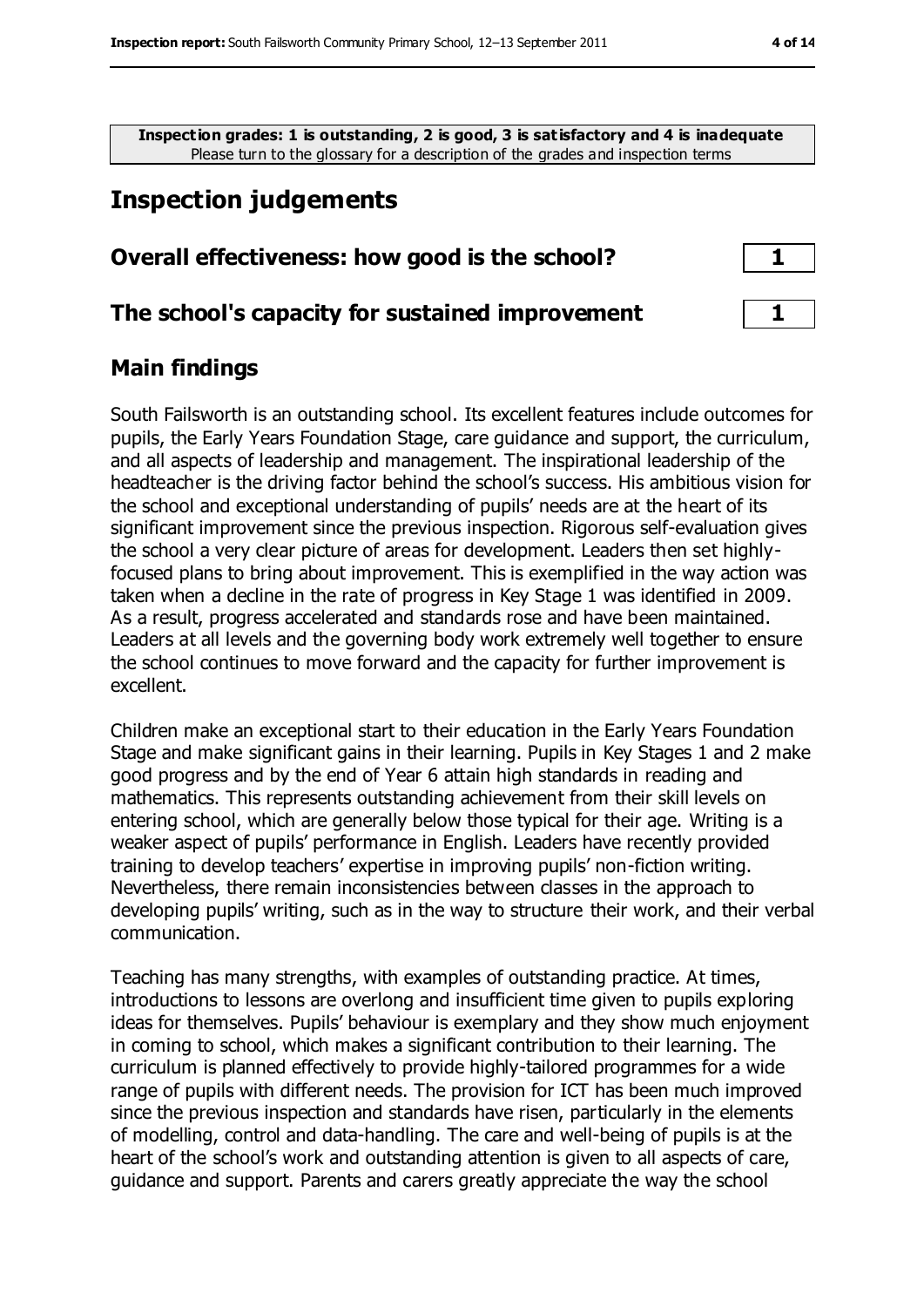**Inspection grades: 1 is outstanding, 2 is good, 3 is satisfactory and 4 is inadequate**
Please turn to the glossary for a description of the grades and inspection terms

# Inspection judgements

| | |
|---|---|
| **Overall effectiveness: how good is the school?** | **1** |
| **The school's capacity for sustained improvement** | **1** |

## Main findings

South Failsworth is an outstanding school. Its excellent features include outcomes for pupils, the Early Years Foundation Stage, care guidance and support, the curriculum, and all aspects of leadership and management. The inspirational leadership of the headteacher is the driving factor behind the school's success. His ambitious vision for the school and exceptional understanding of pupils' needs are at the heart of its significant improvement since the previous inspection. Rigorous self-evaluation gives the school a very clear picture of areas for development. Leaders then set highly-focused plans to bring about improvement. This is exemplified in the way action was taken when a decline in the rate of progress in Key Stage 1 was identified in 2009. As a result, progress accelerated and standards rose and have been maintained. Leaders at all levels and the governing body work extremely well together to ensure the school continues to move forward and the capacity for further improvement is excellent.

Children make an exceptional start to their education in the Early Years Foundation Stage and make significant gains in their learning. Pupils in Key Stages 1 and 2 make good progress and by the end of Year 6 attain high standards in reading and mathematics. This represents outstanding achievement from their skill levels on entering school, which are generally below those typical for their age. Writing is a weaker aspect of pupils' performance in English. Leaders have recently provided training to develop teachers' expertise in improving pupils' non-fiction writing. Nevertheless, there remain inconsistencies between classes in the approach to developing pupils' writing, such as in the way to structure their work, and their verbal communication.

Teaching has many strengths, with examples of outstanding practice. At times, introductions to lessons are overlong and insufficient time given to pupils exploring ideas for themselves. Pupils' behaviour is exemplary and they show much enjoyment in coming to school, which makes a significant contribution to their learning. The curriculum is planned effectively to provide highly-tailored programmes for a wide range of pupils with different needs. The provision for ICT has been much improved since the previous inspection and standards have risen, particularly in the elements of modelling, control and data-handling. The care and well-being of pupils is at the heart of the school's work and outstanding attention is given to all aspects of care, guidance and support. Parents and carers greatly appreciate the way the school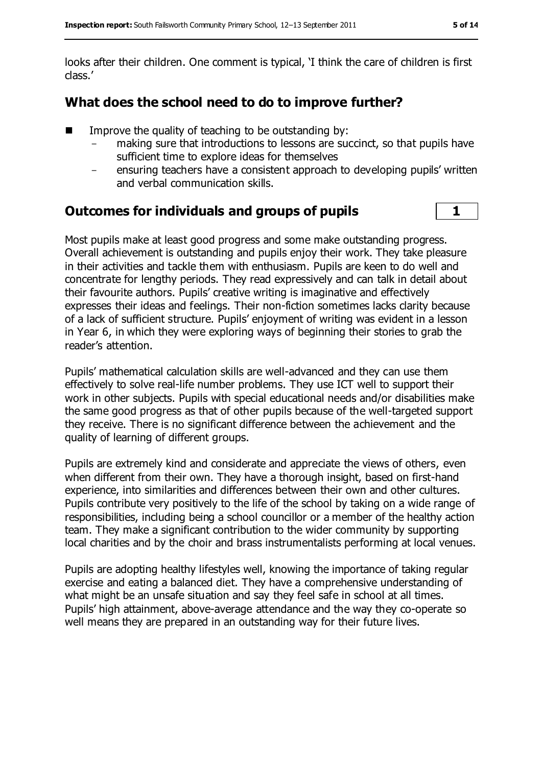looks after their children. One comment is typical, 'I think the care of children is first class.'

## What does the school need to do to improve further?

- Improve the quality of teaching to be outstanding by:
  - making sure that introductions to lessons are succinct, so that pupils have sufficient time to explore ideas for themselves
  - ensuring teachers have a consistent approach to developing pupils' written and verbal communication skills.

## Outcomes for individuals and groups of pupils **1**

Most pupils make at least good progress and some make outstanding progress. Overall achievement is outstanding and pupils enjoy their work. They take pleasure in their activities and tackle them with enthusiasm. Pupils are keen to do well and concentrate for lengthy periods. They read expressively and can talk in detail about their favourite authors. Pupils' creative writing is imaginative and effectively expresses their ideas and feelings. Their non-fiction sometimes lacks clarity because of a lack of sufficient structure. Pupils' enjoyment of writing was evident in a lesson in Year 6, in which they were exploring ways of beginning their stories to grab the reader's attention.

Pupils' mathematical calculation skills are well-advanced and they can use them effectively to solve real-life number problems. They use ICT well to support their work in other subjects. Pupils with special educational needs and/or disabilities make the same good progress as that of other pupils because of the well-targeted support they receive. There is no significant difference between the achievement and the quality of learning of different groups.

Pupils are extremely kind and considerate and appreciate the views of others, even when different from their own. They have a thorough insight, based on first-hand experience, into similarities and differences between their own and other cultures. Pupils contribute very positively to the life of the school by taking on a wide range of responsibilities, including being a school councillor or a member of the healthy action team. They make a significant contribution to the wider community by supporting local charities and by the choir and brass instrumentalists performing at local venues.

Pupils are adopting healthy lifestyles well, knowing the importance of taking regular exercise and eating a balanced diet. They have a comprehensive understanding of what might be an unsafe situation and say they feel safe in school at all times. Pupils' high attainment, above-average attendance and the way they co-operate so well means they are prepared in an outstanding way for their future lives.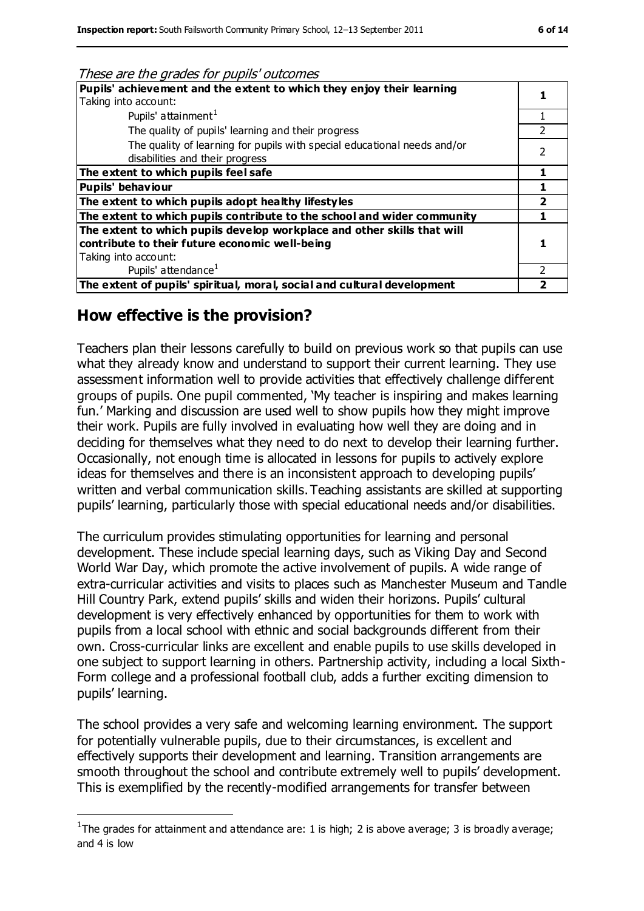*These are the grades for pupils' outcomes*

| | |
|---|---|
| **Pupils' achievement and the extent to which they enjoy their learning**<br>Taking into account: | **1** |
| Pupils' attainment[1] | 1 |
| The quality of pupils' learning and their progress | 2 |
| The quality of learning for pupils with special educational needs and/or disabilities and their progress | 2 |
| **The extent to which pupils feel safe** | **1** |
| **Pupils' behaviour** | **1** |
| **The extent to which pupils adopt healthy lifestyles** | **2** |
| **The extent to which pupils contribute to the school and wider community** | **1** |
| **The extent to which pupils develop workplace and other skills that will contribute to their future economic well-being**<br>Taking into account: | **1** |
| Pupils' attendance[1] | 2 |
| **The extent of pupils' spiritual, moral, social and cultural development** | **2** |

## How effective is the provision?

Teachers plan their lessons carefully to build on previous work so that pupils can use what they already know and understand to support their current learning. They use assessment information well to provide activities that effectively challenge different groups of pupils. One pupil commented, 'My teacher is inspiring and makes learning fun.' Marking and discussion are used well to show pupils how they might improve their work. Pupils are fully involved in evaluating how well they are doing and in deciding for themselves what they need to do next to develop their learning further. Occasionally, not enough time is allocated in lessons for pupils to actively explore ideas for themselves and there is an inconsistent approach to developing pupils' written and verbal communication skills. Teaching assistants are skilled at supporting pupils' learning, particularly those with special educational needs and/or disabilities.

The curriculum provides stimulating opportunities for learning and personal development. These include special learning days, such as Viking Day and Second World War Day, which promote the active involvement of pupils. A wide range of extra-curricular activities and visits to places such as Manchester Museum and Tandle Hill Country Park, extend pupils' skills and widen their horizons. Pupils' cultural development is very effectively enhanced by opportunities for them to work with pupils from a local school with ethnic and social backgrounds different from their own. Cross-curricular links are excellent and enable pupils to use skills developed in one subject to support learning in others. Partnership activity, including a local Sixth-Form college and a professional football club, adds a further exciting dimension to pupils' learning.

The school provides a very safe and welcoming learning environment. The support for potentially vulnerable pupils, due to their circumstances, is excellent and effectively supports their development and learning. Transition arrangements are smooth throughout the school and contribute extremely well to pupils' development. This is exemplified by the recently-modified arrangements for transfer between

---

[1] The grades for attainment and attendance are: 1 is high; 2 is above average; 3 is broadly average; and 4 is low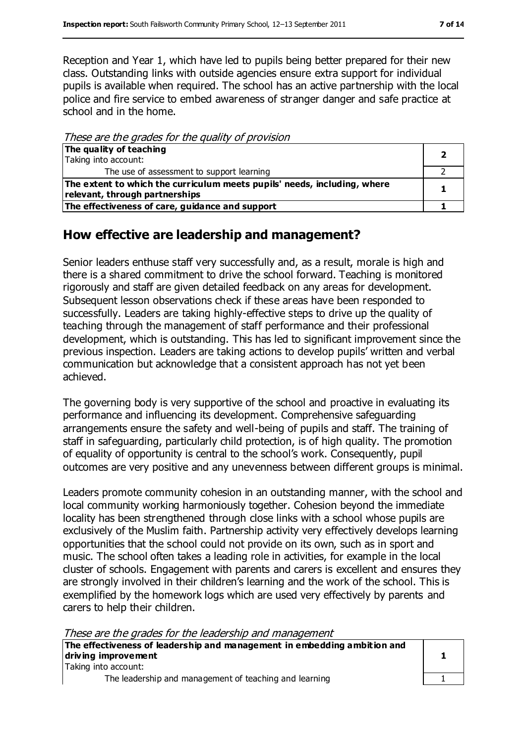Reception and Year 1, which have led to pupils being better prepared for their new class. Outstanding links with outside agencies ensure extra support for individual pupils is available when required. The school has an active partnership with the local police and fire service to embed awareness of stranger danger and safe practice at school and in the home.

*These are the grades for the quality of provision*

| | |
|---|---|
| **The quality of teaching**<br>Taking into account: | **2** |
| The use of assessment to support learning | 2 |
| **The extent to which the curriculum meets pupils' needs, including, where relevant, through partnerships** | **1** |
| **The effectiveness of care, guidance and support** | **1** |

## How effective are leadership and management?

Senior leaders enthuse staff very successfully and, as a result, morale is high and there is a shared commitment to drive the school forward. Teaching is monitored rigorously and staff are given detailed feedback on any areas for development. Subsequent lesson observations check if these areas have been responded to successfully. Leaders are taking highly-effective steps to drive up the quality of teaching through the management of staff performance and their professional development, which is outstanding. This has led to significant improvement since the previous inspection. Leaders are taking actions to develop pupils' written and verbal communication but acknowledge that a consistent approach has not yet been achieved.

The governing body is very supportive of the school and proactive in evaluating its performance and influencing its development. Comprehensive safeguarding arrangements ensure the safety and well-being of pupils and staff. The training of staff in safeguarding, particularly child protection, is of high quality. The promotion of equality of opportunity is central to the school's work. Consequently, pupil outcomes are very positive and any unevenness between different groups is minimal.

Leaders promote community cohesion in an outstanding manner, with the school and local community working harmoniously together. Cohesion beyond the immediate locality has been strengthened through close links with a school whose pupils are exclusively of the Muslim faith. Partnership activity very effectively develops learning opportunities that the school could not provide on its own, such as in sport and music. The school often takes a leading role in activities, for example in the local cluster of schools. Engagement with parents and carers is excellent and ensures they are strongly involved in their children's learning and the work of the school. This is exemplified by the homework logs which are used very effectively by parents and carers to help their children.

*These are the grades for the leadership and management*

| | |
|---|---|
| **The effectiveness of leadership and management in embedding ambition and driving improvement**<br>Taking into account: | **1** |
| The leadership and management of teaching and learning | 1 |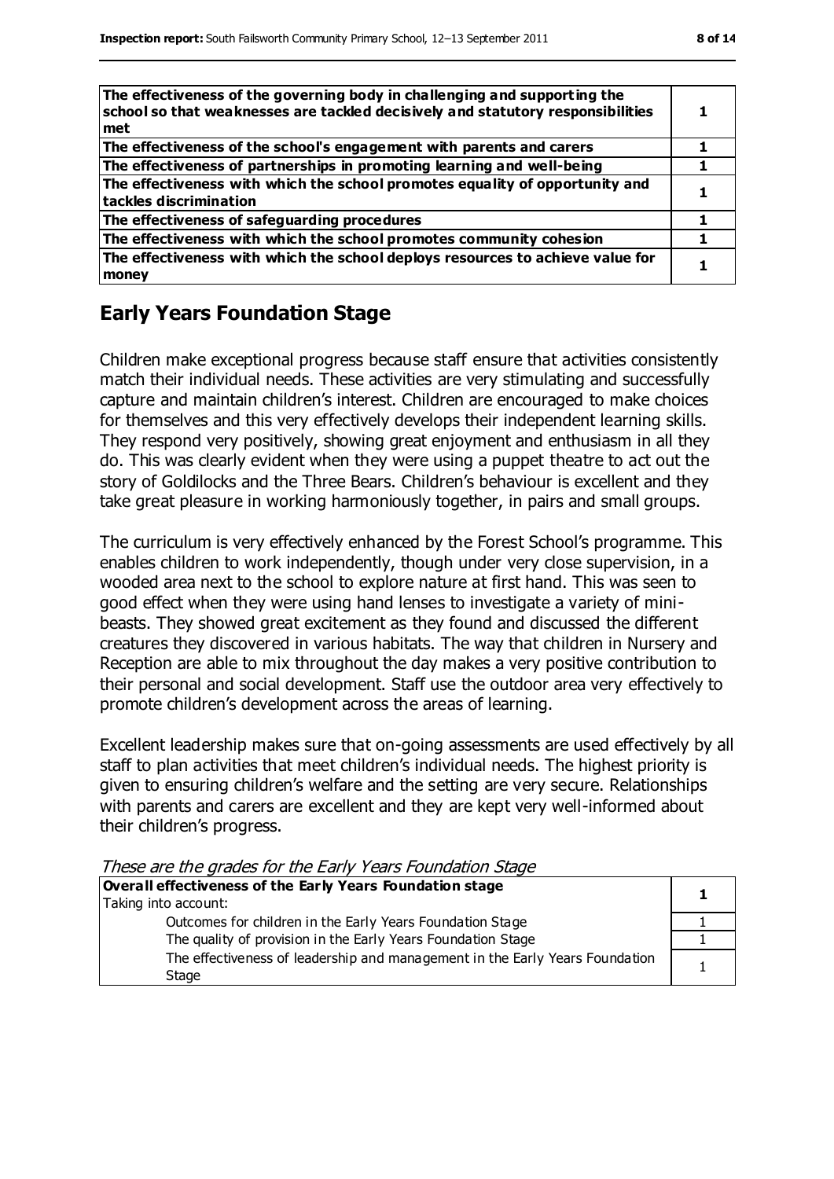| | |
|---|---|
| **The effectiveness of the governing body in challenging and supporting the school so that weaknesses are tackled decisively and statutory responsibilities met** | **1** |
| **The effectiveness of the school's engagement with parents and carers** | **1** |
| **The effectiveness of partnerships in promoting learning and well-being** | **1** |
| **The effectiveness with which the school promotes equality of opportunity and tackles discrimination** | **1** |
| **The effectiveness of safeguarding procedures** | **1** |
| **The effectiveness with which the school promotes community cohesion** | **1** |
| **The effectiveness with which the school deploys resources to achieve value for money** | **1** |

## Early Years Foundation Stage

Children make exceptional progress because staff ensure that activities consistently match their individual needs. These activities are very stimulating and successfully capture and maintain children's interest. Children are encouraged to make choices for themselves and this very effectively develops their independent learning skills. They respond very positively, showing great enjoyment and enthusiasm in all they do. This was clearly evident when they were using a puppet theatre to act out the story of Goldilocks and the Three Bears. Children's behaviour is excellent and they take great pleasure in working harmoniously together, in pairs and small groups.

The curriculum is very effectively enhanced by the Forest School's programme. This enables children to work independently, though under very close supervision, in a wooded area next to the school to explore nature at first hand. This was seen to good effect when they were using hand lenses to investigate a variety of mini-beasts. They showed great excitement as they found and discussed the different creatures they discovered in various habitats. The way that children in Nursery and Reception are able to mix throughout the day makes a very positive contribution to their personal and social development. Staff use the outdoor area very effectively to promote children's development across the areas of learning.

Excellent leadership makes sure that on-going assessments are used effectively by all staff to plan activities that meet children's individual needs. The highest priority is given to ensuring children's welfare and the setting are very secure. Relationships with parents and carers are excellent and they are kept very well-informed about their children's progress.

*These are the grades for the Early Years Foundation Stage*

| | |
|---|---|
| **Overall effectiveness of the Early Years Foundation stage**<br>Taking into account: | **1** |
| Outcomes for children in the Early Years Foundation Stage | 1 |
| The quality of provision in the Early Years Foundation Stage | 1 |
| The effectiveness of leadership and management in the Early Years Foundation Stage | 1 |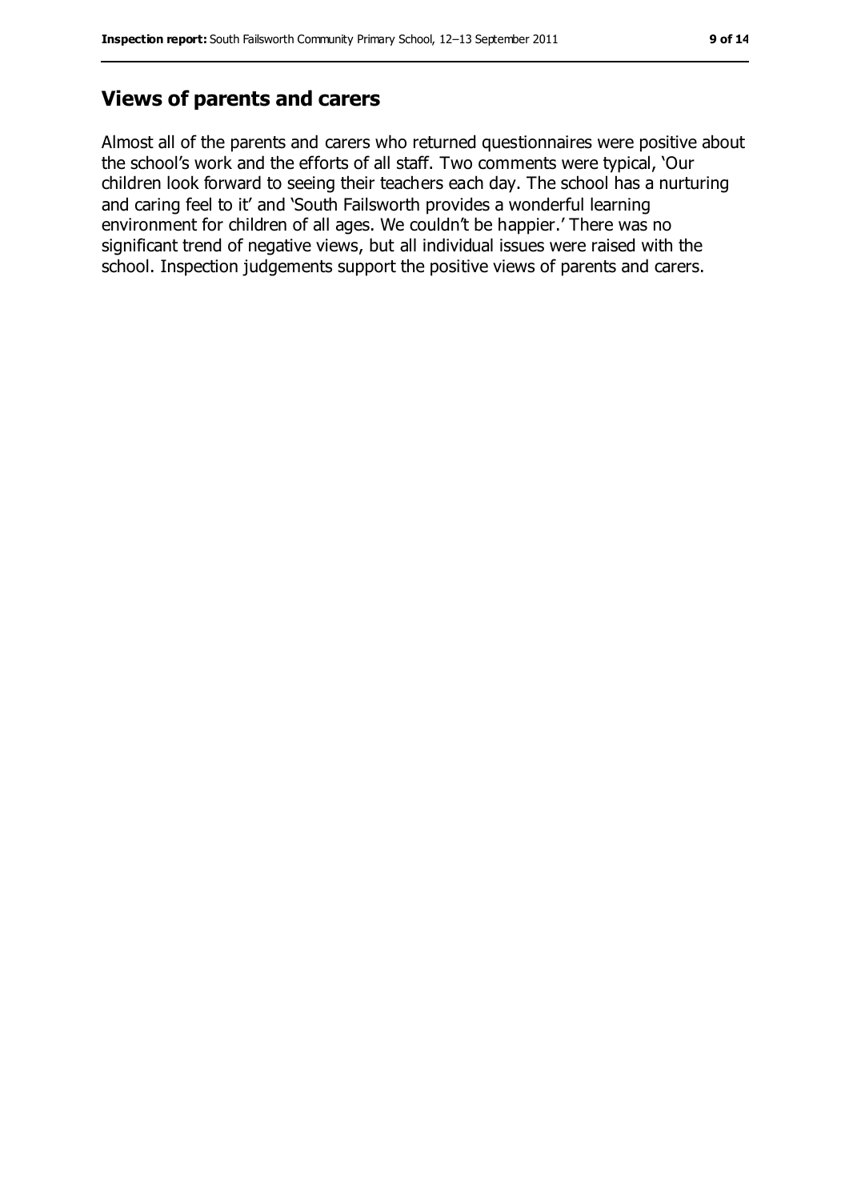## Views of parents and carers

Almost all of the parents and carers who returned questionnaires were positive about the school's work and the efforts of all staff. Two comments were typical, 'Our children look forward to seeing their teachers each day. The school has a nurturing and caring feel to it' and 'South Failsworth provides a wonderful learning environment for children of all ages. We couldn't be happier.' There was no significant trend of negative views, but all individual issues were raised with the school. Inspection judgements support the positive views of parents and carers.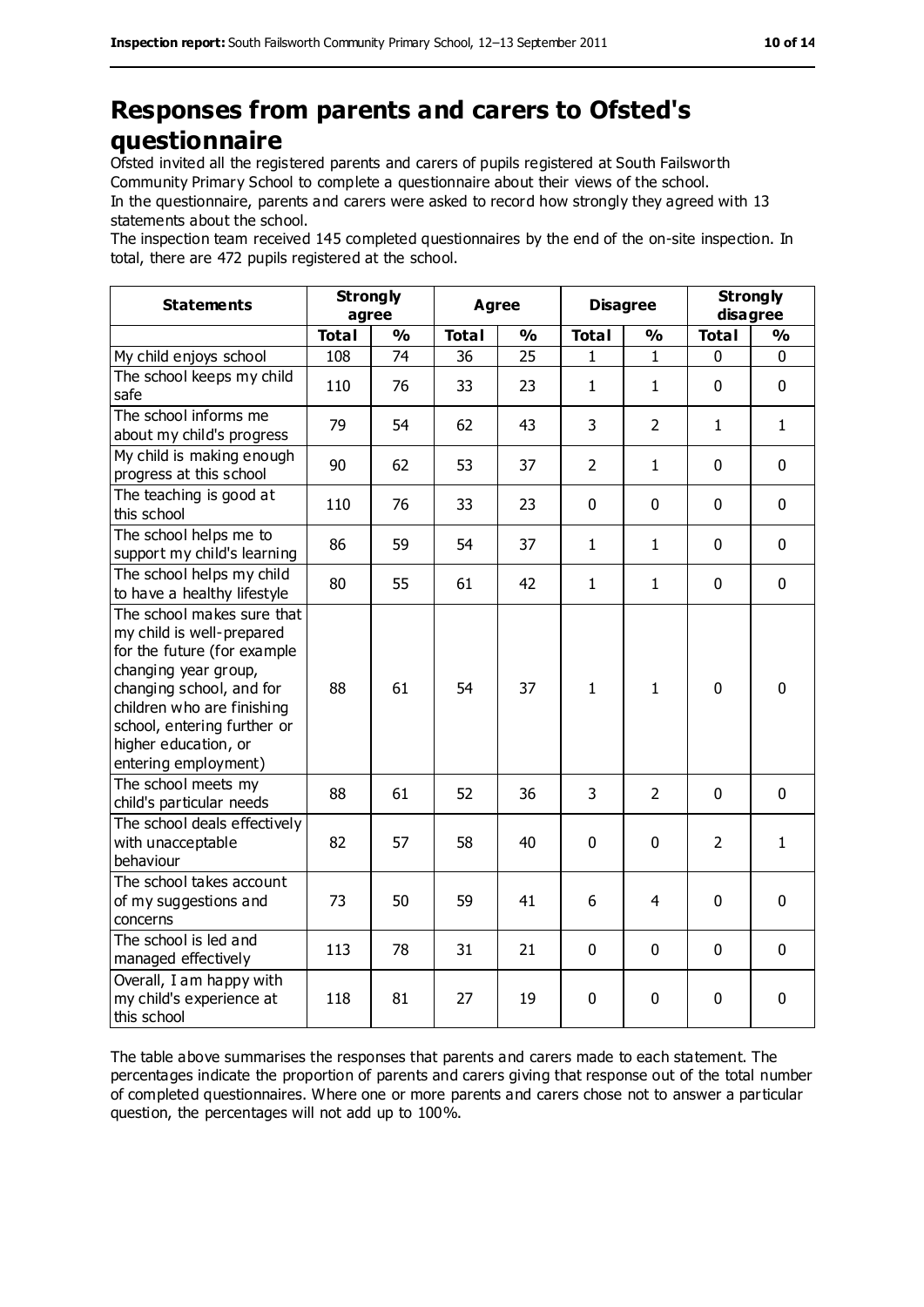# Responses from parents and carers to Ofsted's questionnaire

Ofsted invited all the registered parents and carers of pupils registered at South Failsworth Community Primary School to complete a questionnaire about their views of the school.

In the questionnaire, parents and carers were asked to record how strongly they agreed with 13 statements about the school.

The inspection team received 145 completed questionnaires by the end of the on-site inspection. In total, there are 472 pupils registered at the school.

| Statements | Strongly agree | | Agree | | Disagree | | Strongly disagree | |
|---|---|---|---|---|---|---|---|---|
| | **Total** | **%** | **Total** | **%** | **Total** | **%** | **Total** | **%** |
| My child enjoys school | 108 | 74 | 36 | 25 | 1 | 1 | 0 | 0 |
| The school keeps my child safe | 110 | 76 | 33 | 23 | 1 | 1 | 0 | 0 |
| The school informs me about my child's progress | 79 | 54 | 62 | 43 | 3 | 2 | 1 | 1 |
| My child is making enough progress at this school | 90 | 62 | 53 | 37 | 2 | 1 | 0 | 0 |
| The teaching is good at this school | 110 | 76 | 33 | 23 | 0 | 0 | 0 | 0 |
| The school helps me to support my child's learning | 86 | 59 | 54 | 37 | 1 | 1 | 0 | 0 |
| The school helps my child to have a healthy lifestyle | 80 | 55 | 61 | 42 | 1 | 1 | 0 | 0 |
| The school makes sure that my child is well-prepared for the future (for example changing year group, changing school, and for children who are finishing school, entering further or higher education, or entering employment) | 88 | 61 | 54 | 37 | 1 | 1 | 0 | 0 |
| The school meets my child's particular needs | 88 | 61 | 52 | 36 | 3 | 2 | 0 | 0 |
| The school deals effectively with unacceptable behaviour | 82 | 57 | 58 | 40 | 0 | 0 | 2 | 1 |
| The school takes account of my suggestions and concerns | 73 | 50 | 59 | 41 | 6 | 4 | 0 | 0 |
| The school is led and managed effectively | 113 | 78 | 31 | 21 | 0 | 0 | 0 | 0 |
| Overall, I am happy with my child's experience at this school | 118 | 81 | 27 | 19 | 0 | 0 | 0 | 0 |

The table above summarises the responses that parents and carers made to each statement. The percentages indicate the proportion of parents and carers giving that response out of the total number of completed questionnaires. Where one or more parents and carers chose not to answer a particular question, the percentages will not add up to 100%.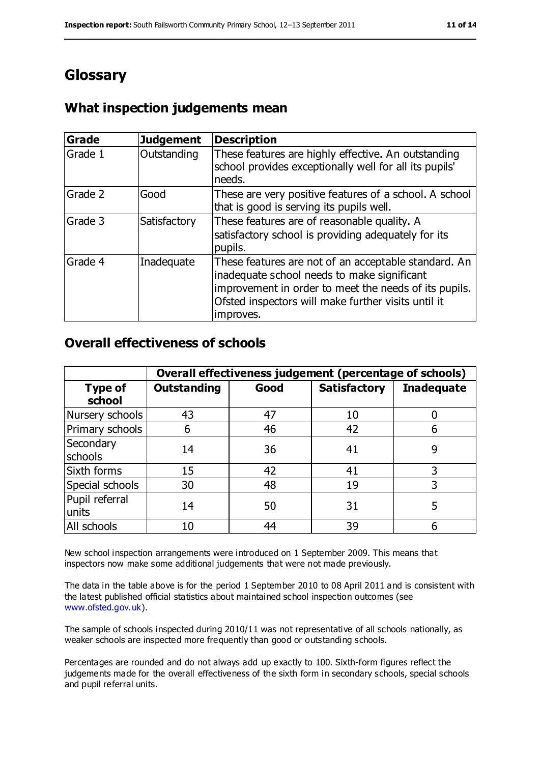# Glossary

## What inspection judgements mean

| Grade | Judgement | Description |
|---|---|---|
| Grade 1 | Outstanding | These features are highly effective. An outstanding school provides exceptionally well for all its pupils' needs. |
| Grade 2 | Good | These are very positive features of a school. A school that is good is serving its pupils well. |
| Grade 3 | Satisfactory | These features are of reasonable quality. A satisfactory school is providing adequately for its pupils. |
| Grade 4 | Inadequate | These features are not of an acceptable standard. An inadequate school needs to make significant improvement in order to meet the needs of its pupils. Ofsted inspectors will make further visits until it improves. |

## Overall effectiveness of schools

| | Overall effectiveness judgement (percentage of schools) | | | |
|---|---|---|---|---|
| **Type of school** | **Outstanding** | **Good** | **Satisfactory** | **Inadequate** |
| Nursery schools | 43 | 47 | 10 | 0 |
| Primary schools | 6 | 46 | 42 | 6 |
| Secondary schools | 14 | 36 | 41 | 9 |
| Sixth forms | 15 | 42 | 41 | 3 |
| Special schools | 30 | 48 | 19 | 3 |
| Pupil referral units | 14 | 50 | 31 | 5 |
| All schools | 10 | 44 | 39 | 6 |

New school inspection arrangements were introduced on 1 September 2009. This means that inspectors now make some additional judgements that were not made previously.

The data in the table above is for the period 1 September 2010 to 08 April 2011 and is consistent with the latest published official statistics about maintained school inspection outcomes (see www.ofsted.gov.uk).

The sample of schools inspected during 2010/11 was not representative of all schools nationally, as weaker schools are inspected more frequently than good or outstanding schools.

Percentages are rounded and do not always add up exactly to 100. Sixth-form figures reflect the judgements made for the overall effectiveness of the sixth form in secondary schools, special schools and pupil referral units.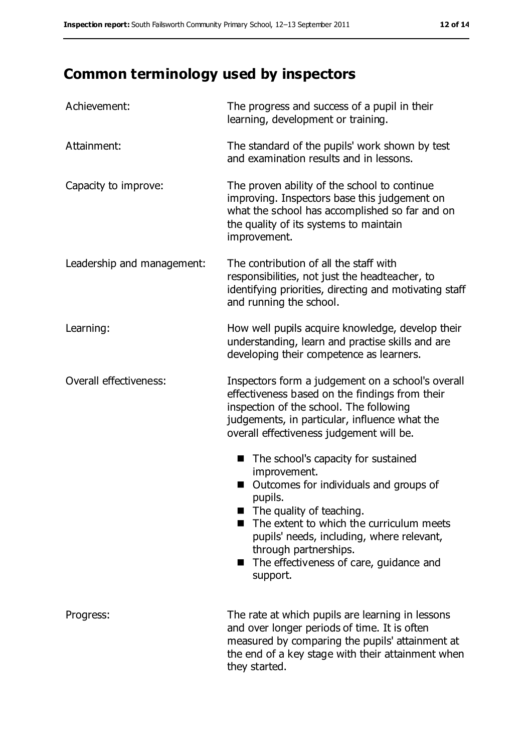# Common terminology used by inspectors

| | |
|---|---|
| Achievement: | The progress and success of a pupil in their learning, development or training. |
| Attainment: | The standard of the pupils' work shown by test and examination results and in lessons. |
| Capacity to improve: | The proven ability of the school to continue improving. Inspectors base this judgement on what the school has accomplished so far and on the quality of its systems to maintain improvement. |
| Leadership and management: | The contribution of all the staff with responsibilities, not just the headteacher, to identifying priorities, directing and motivating staff and running the school. |
| Learning: | How well pupils acquire knowledge, develop their understanding, learn and practise skills and are developing their competence as learners. |
| Overall effectiveness: | Inspectors form a judgement on a school's overall effectiveness based on the findings from their inspection of the school. The following judgements, in particular, influence what the overall effectiveness judgement will be.<br>■ The school's capacity for sustained improvement.<br>■ Outcomes for individuals and groups of pupils.<br>■ The quality of teaching.<br>■ The extent to which the curriculum meets pupils' needs, including, where relevant, through partnerships.<br>■ The effectiveness of care, guidance and support. |
| Progress: | The rate at which pupils are learning in lessons and over longer periods of time. It is often measured by comparing the pupils' attainment at the end of a key stage with their attainment when they started. |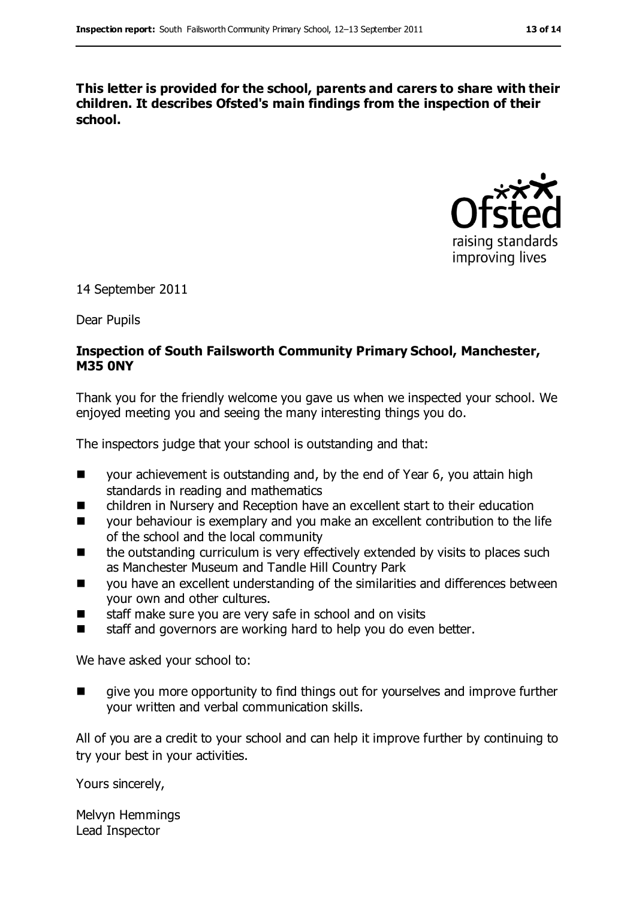**This letter is provided for the school, parents and carers to share with their children. It describes Ofsted's main findings from the inspection of their school.**

14 September 2011

Dear Pupils

**Inspection of South Failsworth Community Primary School, Manchester, M35 0NY**

Thank you for the friendly welcome you gave us when we inspected your school. We enjoyed meeting you and seeing the many interesting things you do.

The inspectors judge that your school is outstanding and that:

- your achievement is outstanding and, by the end of Year 6, you attain high standards in reading and mathematics
- children in Nursery and Reception have an excellent start to their education
- your behaviour is exemplary and you make an excellent contribution to the life of the school and the local community
- the outstanding curriculum is very effectively extended by visits to places such as Manchester Museum and Tandle Hill Country Park
- you have an excellent understanding of the similarities and differences between your own and other cultures.
- staff make sure you are very safe in school and on visits
- staff and governors are working hard to help you do even better.

We have asked your school to:

- give you more opportunity to find things out for yourselves and improve further your written and verbal communication skills.

All of you are a credit to your school and can help it improve further by continuing to try your best in your activities.

Yours sincerely,

Melvyn Hemmings
Lead Inspector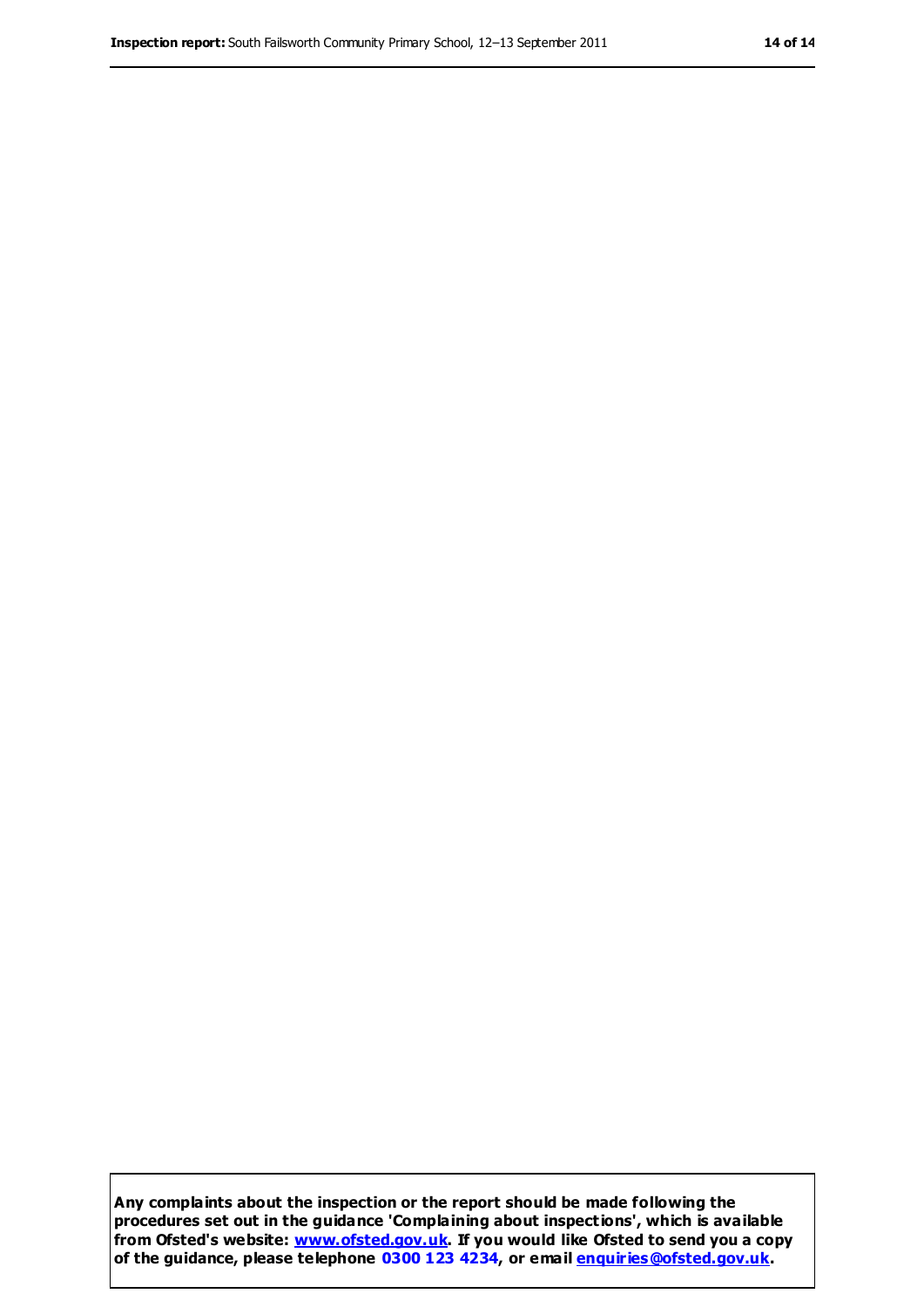**Any complaints about the inspection or the report should be made following the procedures set out in the guidance 'Complaining about inspections', which is available from Ofsted's website: www.ofsted.gov.uk. If you would like Ofsted to send you a copy of the guidance, please telephone 0300 123 4234, or email enquiries@ofsted.gov.uk.**